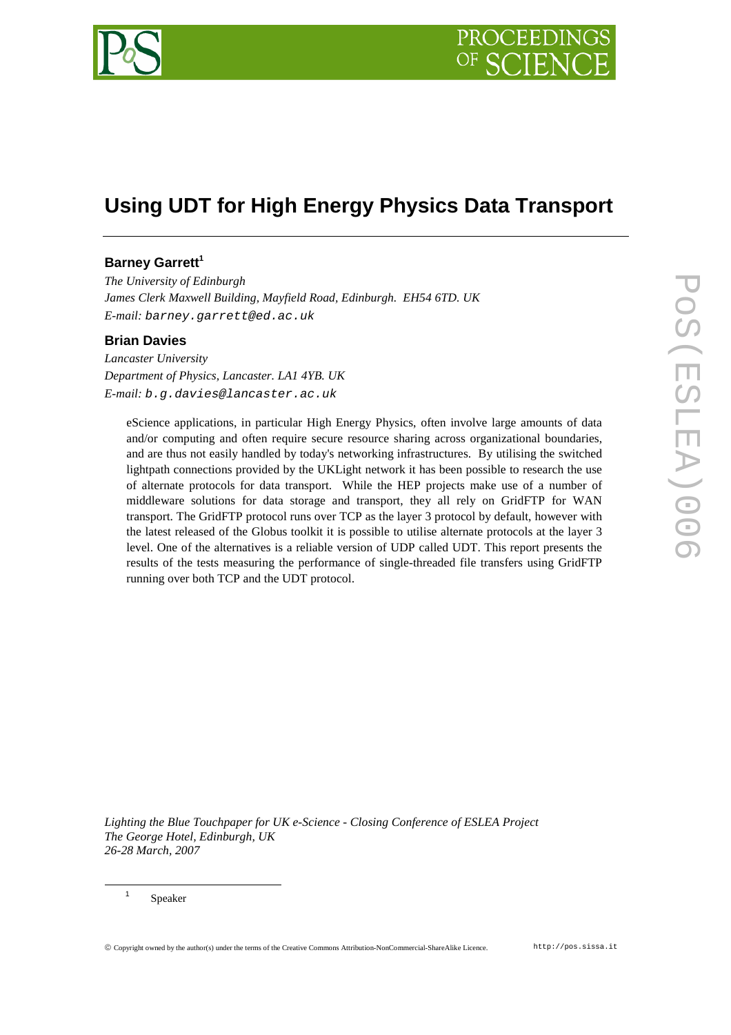# Using UDT for High Energy Physics Data Transport

**Barney Garrett**[1]

*The University of Edinburgh*
*James Clerk Maxwell Building, Mayfield Road, Edinburgh. EH54 6TD. UK*
*E-mail:* `barney.garrett@ed.ac.uk`

**Brian Davies**

*Lancaster University*
*Department of Physics, Lancaster. LA1 4YB. UK*
*E-mail:* `b.g.davies@lancaster.ac.uk`

eScience applications, in particular High Energy Physics, often involve large amounts of data and/or computing and often require secure resource sharing across organizational boundaries, and are thus not easily handled by today's networking infrastructures. By utilising the switched lightpath connections provided by the UKLight network it has been possible to research the use of alternate protocols for data transport. While the HEP projects make use of a number of middleware solutions for data storage and transport, they all rely on GridFTP for WAN transport. The GridFTP protocol runs over TCP as the layer 3 protocol by default, however with the latest released of the Globus toolkit it is possible to utilise alternate protocols at the layer 3 level. One of the alternatives is a reliable version of UDP called UDT. This report presents the results of the tests measuring the performance of single-threaded file transfers using GridFTP running over both TCP and the UDT protocol.

*Lighting the Blue Touchpaper for UK e-Science - Closing Conference of ESLEA Project*
*The George Hotel, Edinburgh, UK*
*26-28 March, 2007*

[1] Speaker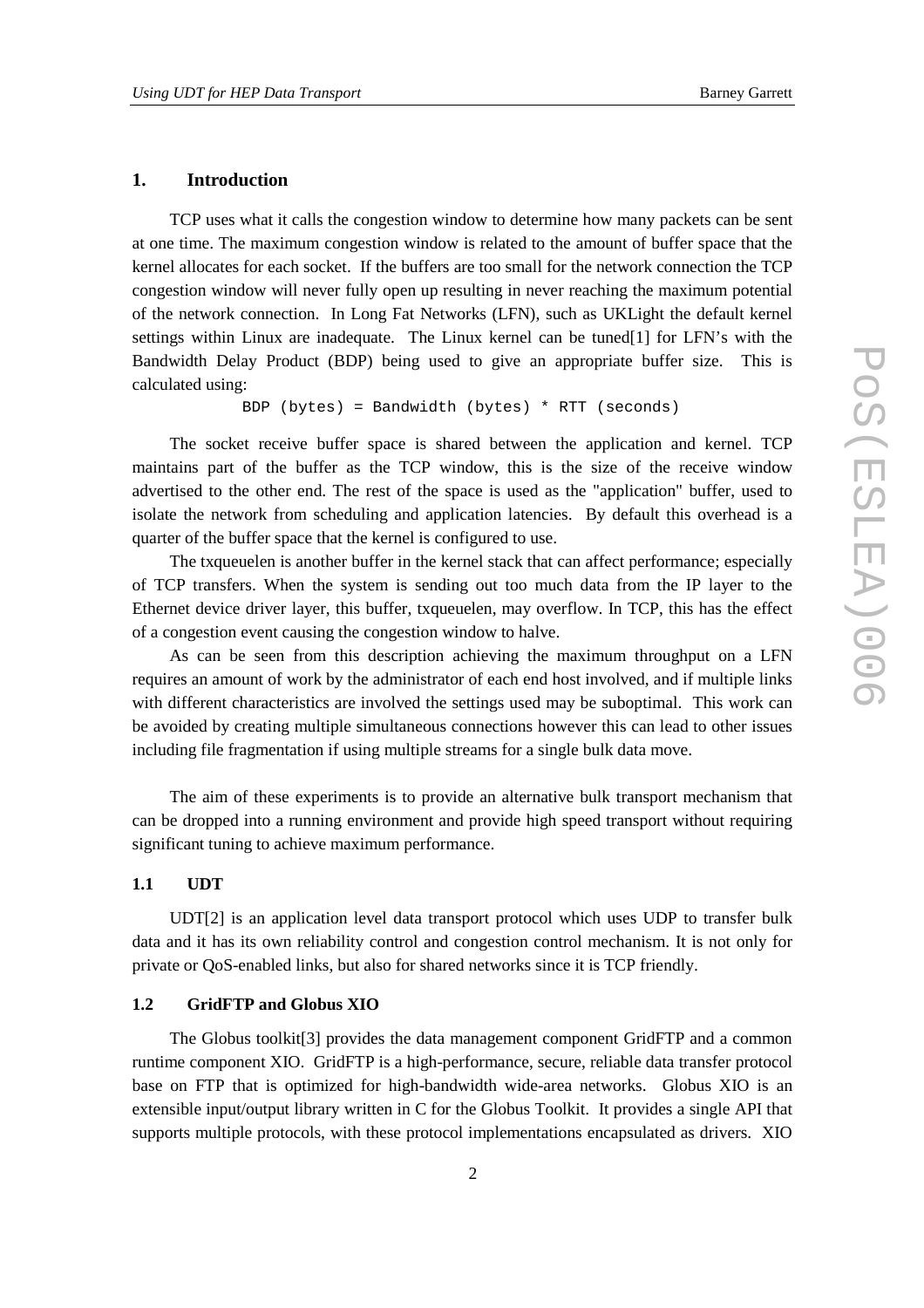## 1. Introduction

TCP uses what it calls the congestion window to determine how many packets can be sent at one time. The maximum congestion window is related to the amount of buffer space that the kernel allocates for each socket. If the buffers are too small for the network connection the TCP congestion window will never fully open up resulting in never reaching the maximum potential of the network connection. In Long Fat Networks (LFN), such as UKLight the default kernel settings within Linux are inadequate. The Linux kernel can be tuned[1] for LFN's with the Bandwidth Delay Product (BDP) being used to give an appropriate buffer size. This is calculated using:

```
BDP (bytes) = Bandwidth (bytes) * RTT (seconds)
```

The socket receive buffer space is shared between the application and kernel. TCP maintains part of the buffer as the TCP window, this is the size of the receive window advertised to the other end. The rest of the space is used as the "application" buffer, used to isolate the network from scheduling and application latencies. By default this overhead is a quarter of the buffer space that the kernel is configured to use.

The txqueuelen is another buffer in the kernel stack that can affect performance; especially of TCP transfers. When the system is sending out too much data from the IP layer to the Ethernet device driver layer, this buffer, txqueuelen, may overflow. In TCP, this has the effect of a congestion event causing the congestion window to halve.

As can be seen from this description achieving the maximum throughput on a LFN requires an amount of work by the administrator of each end host involved, and if multiple links with different characteristics are involved the settings used may be suboptimal. This work can be avoided by creating multiple simultaneous connections however this can lead to other issues including file fragmentation if using multiple streams for a single bulk data move.

The aim of these experiments is to provide an alternative bulk transport mechanism that can be dropped into a running environment and provide high speed transport without requiring significant tuning to achieve maximum performance.

### 1.1 UDT

UDT[2] is an application level data transport protocol which uses UDP to transfer bulk data and it has its own reliability control and congestion control mechanism. It is not only for private or QoS-enabled links, but also for shared networks since it is TCP friendly.

### 1.2 GridFTP and Globus XIO

The Globus toolkit[3] provides the data management component GridFTP and a common runtime component XIO. GridFTP is a high-performance, secure, reliable data transfer protocol base on FTP that is optimized for high-bandwidth wide-area networks. Globus XIO is an extensible input/output library written in C for the Globus Toolkit. It provides a single API that supports multiple protocols, with these protocol implementations encapsulated as drivers. XIO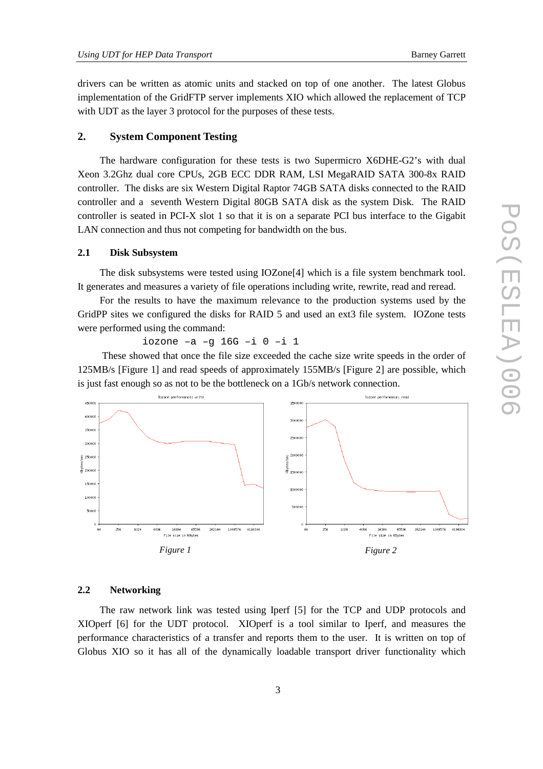drivers can be written as atomic units and stacked on top of one another. The latest Globus implementation of the GridFTP server implements XIO which allowed the replacement of TCP with UDT as the layer 3 protocol for the purposes of these tests.

## 2. System Component Testing

The hardware configuration for these tests is two Supermicro X6DHE-G2's with dual Xeon 3.2Ghz dual core CPUs, 2GB ECC DDR RAM, LSI MegaRAID SATA 300-8x RAID controller. The disks are six Western Digital Raptor 74GB SATA disks connected to the RAID controller and a seventh Western Digital 80GB SATA disk as the system Disk. The RAID controller is seated in PCI-X slot 1 so that it is on a separate PCI bus interface to the Gigabit LAN connection and thus not competing for bandwidth on the bus.

### 2.1 Disk Subsystem

The disk subsystems were tested using IOZone[4] which is a file system benchmark tool. It generates and measures a variety of file operations including write, rewrite, read and reread.

For the results to have the maximum relevance to the production systems used by the GridPP sites we configured the disks for RAID 5 and used an ext3 file system. IOZone tests were performed using the command:

```
iozone –a –g 16G –i 0 –i 1
```

These showed that once the file size exceeded the cache size write speeds in the order of 125MB/s [Figure 1] and read speeds of approximately 155MB/s [Figure 2] are possible, which is just fast enough so as not to be the bottleneck on a 1Gb/s network connection.

*Figure 1*

*Figure 2*

### 2.2 Networking

The raw network link was tested using Iperf [5] for the TCP and UDP protocols and XIOperf [6] for the UDT protocol. XIOperf is a tool similar to Iperf, and measures the performance characteristics of a transfer and reports them to the user. It is written on top of Globus XIO so it has all of the dynamically loadable transport driver functionality which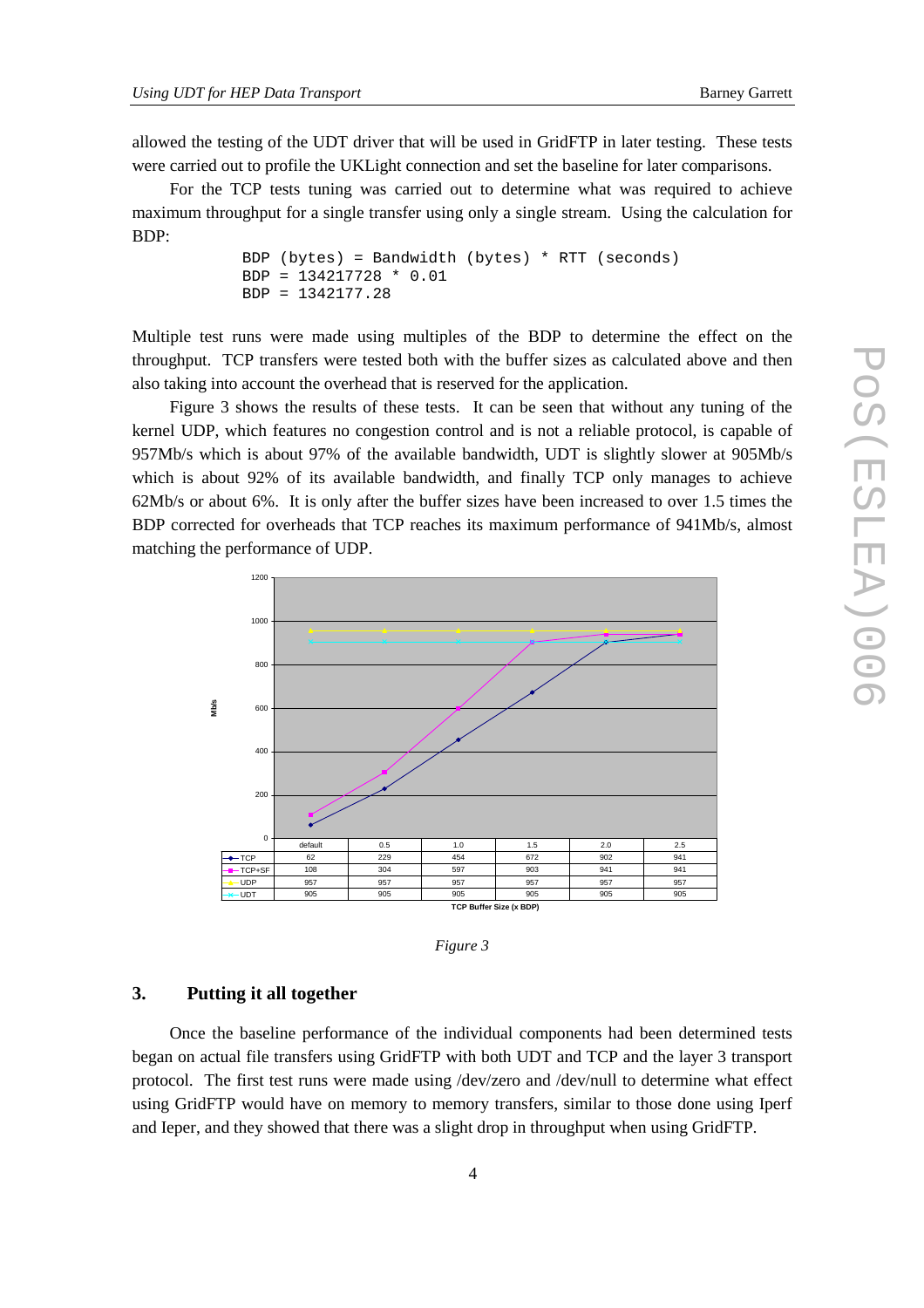allowed the testing of the UDT driver that will be used in GridFTP in later testing. These tests were carried out to profile the UKLight connection and set the baseline for later comparisons.

For the TCP tests tuning was carried out to determine what was required to achieve maximum throughput for a single transfer using only a single stream. Using the calculation for BDP:

```
BDP (bytes) = Bandwidth (bytes) * RTT (seconds)
BDP = 134217728 * 0.01
BDP = 1342177.28
```

Multiple test runs were made using multiples of the BDP to determine the effect on the throughput. TCP transfers were tested both with the buffer sizes as calculated above and then also taking into account the overhead that is reserved for the application.

Figure 3 shows the results of these tests. It can be seen that without any tuning of the kernel UDP, which features no congestion control and is not a reliable protocol, is capable of 957Mb/s which is about 97% of the available bandwidth, UDT is slightly slower at 905Mb/s which is about 92% of its available bandwidth, and finally TCP only manages to achieve 62Mb/s or about 6%. It is only after the buffer sizes have been increased to over 1.5 times the BDP corrected for overheads that TCP reaches its maximum performance of 941Mb/s, almost matching the performance of UDP.

| Mb/s | default | 0.5 | 1.0 | 1.5 | 2.0 | 2.5 |
|---|---|---|---|---|---|---|
| TCP | 62 | 229 | 454 | 672 | 902 | 941 |
| TCP+SF | 108 | 304 | 597 | 903 | 941 | 941 |
| UDP | 957 | 957 | 957 | 957 | 957 | 957 |
| UDT | 905 | 905 | 905 | 905 | 905 | 905 |

TCP Buffer Size (x BDP)

*Figure 3*

## 3. Putting it all together

Once the baseline performance of the individual components had been determined tests began on actual file transfers using GridFTP with both UDT and TCP and the layer 3 transport protocol. The first test runs were made using /dev/zero and /dev/null to determine what effect using GridFTP would have on memory to memory transfers, similar to those done using Iperf and Ieper, and they showed that there was a slight drop in throughput when using GridFTP.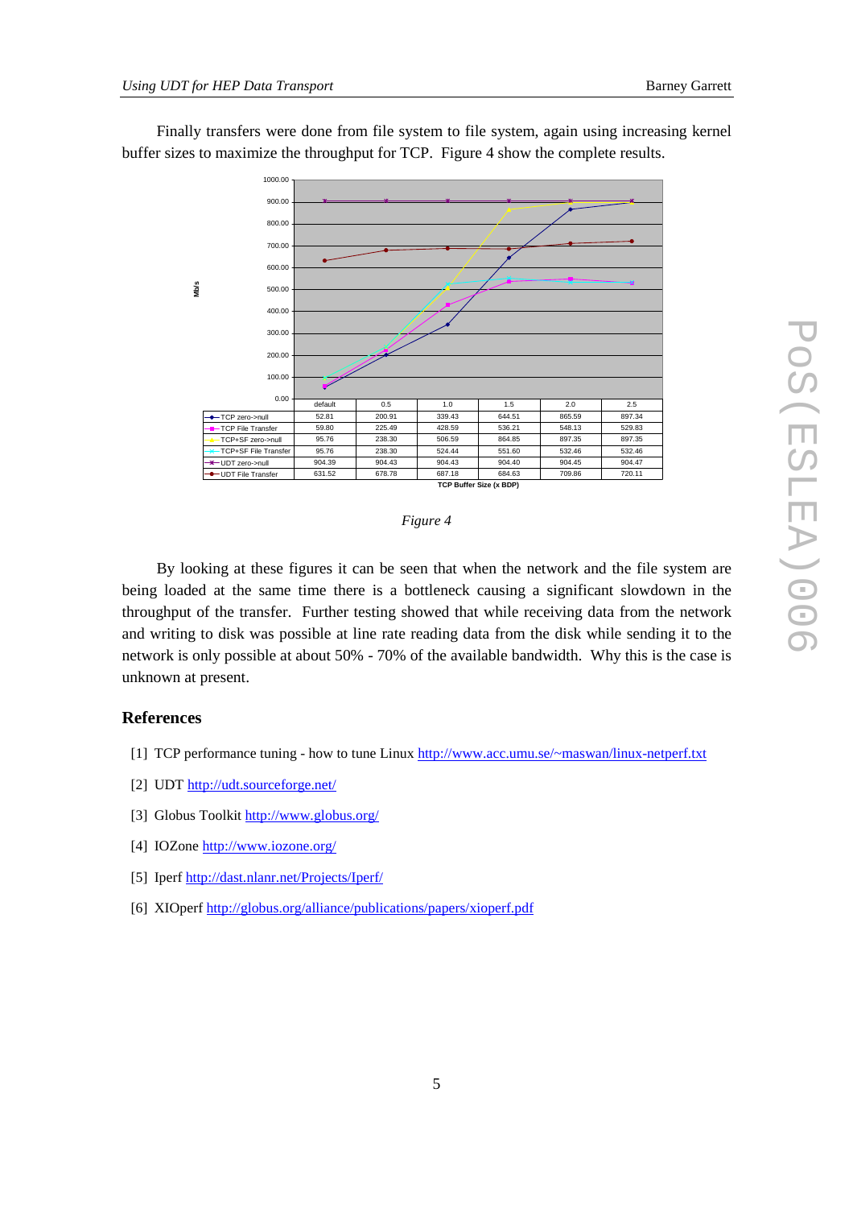Finally transfers were done from file system to file system, again using increasing kernel buffer sizes to maximize the throughput for TCP. Figure 4 show the complete results.

Mb/s

1000.00
900.00
800.00
700.00
600.00
500.00
400.00
300.00
200.00
100.00
0.00

| | default | 0.5 | 1.0 | 1.5 | 2.0 | 2.5 |
|---|---|---|---|---|---|---|
| TCP zero->null | 52.81 | 200.91 | 339.43 | 644.51 | 865.59 | 897.34 |
| TCP File Transfer | 59.80 | 225.49 | 428.59 | 536.21 | 548.13 | 529.83 |
| TCP+SF zero->null | 95.76 | 238.30 | 506.59 | 864.85 | 897.35 | 897.35 |
| TCP+SF File Transfer | 95.76 | 238.30 | 524.44 | 551.60 | 532.46 | 532.46 |
| UDT zero->null | 904.39 | 904.43 | 904.43 | 904.40 | 904.45 | 904.47 |
| UDT File Transfer | 631.52 | 678.78 | 687.18 | 684.63 | 709.86 | 720.11 |

TCP Buffer Size (x BDP)

*Figure 4*

By looking at these figures it can be seen that when the network and the file system are being loaded at the same time there is a bottleneck causing a significant slowdown in the throughput of the transfer. Further testing showed that while receiving data from the network and writing to disk was possible at line rate reading data from the disk while sending it to the network is only possible at about 50% - 70% of the available bandwidth. Why this is the case is unknown at present.

## References

[1] TCP performance tuning - how to tune Linux http://www.acc.umu.se/~maswan/linux-netperf.txt

[2] UDT http://udt.sourceforge.net/

[3] Globus Toolkit http://www.globus.org/

[4] IOZone http://www.iozone.org/

[5] Iperf http://dast.nlanr.net/Projects/Iperf/

[6] XIOperf http://globus.org/alliance/publications/papers/xioperf.pdf